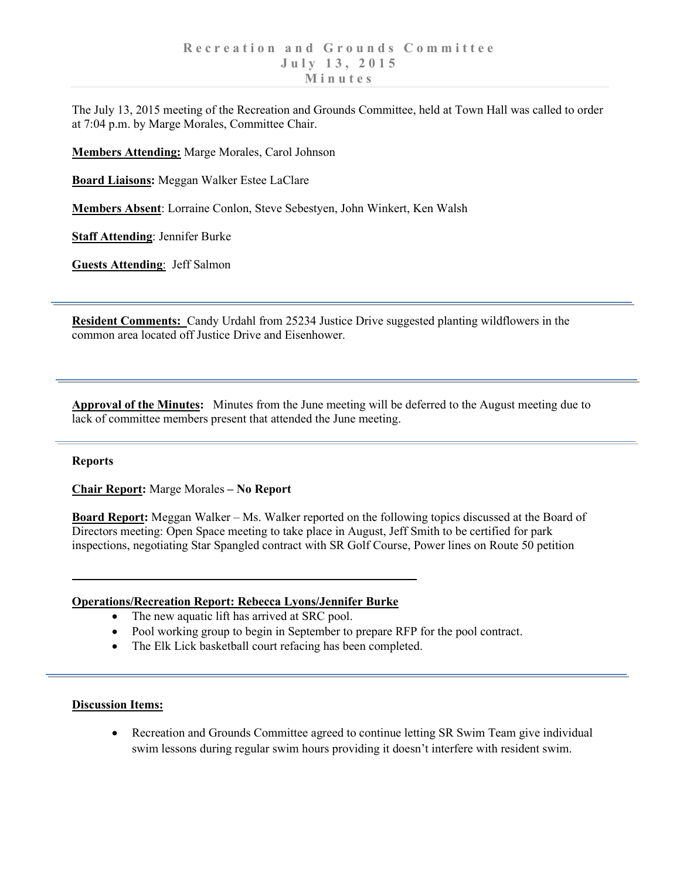# Recreation and Grounds Committee
## July 13, 2015
## Minutes

The July 13, 2015 meeting of the Recreation and Grounds Committee, held at Town Hall was called to order at 7:04 p.m. by Marge Morales, Committee Chair.

**Members Attending:** Marge Morales, Carol Johnson

**Board Liaisons:** Meggan Walker Estee LaClare

**Members Absent**: Lorraine Conlon, Steve Sebestyen, John Winkert, Ken Walsh

**Staff Attending**: Jennifer Burke

**Guests Attending**: Jeff Salmon

---

**Resident Comments:** Candy Urdahl from 25234 Justice Drive suggested planting wildflowers in the common area located off Justice Drive and Eisenhower.

---

**Approval of the Minutes:** Minutes from the June meeting will be deferred to the August meeting due to lack of committee members present that attended the June meeting.

---

**Reports**

**Chair Report:** Marge Morales **– No Report**

**Board Report:** Meggan Walker – Ms. Walker reported on the following topics discussed at the Board of Directors meeting: Open Space meeting to take place in August, Jeff Smith to be certified for park inspections, negotiating Star Spangled contract with SR Golf Course, Power lines on Route 50 petition

---

**Operations/Recreation Report: Rebecca Lyons/Jennifer Burke**

- The new aquatic lift has arrived at SRC pool.
- Pool working group to begin in September to prepare RFP for the pool contract.
- The Elk Lick basketball court refacing has been completed.

---

**Discussion Items:**

- Recreation and Grounds Committee agreed to continue letting SR Swim Team give individual swim lessons during regular swim hours providing it doesn't interfere with resident swim.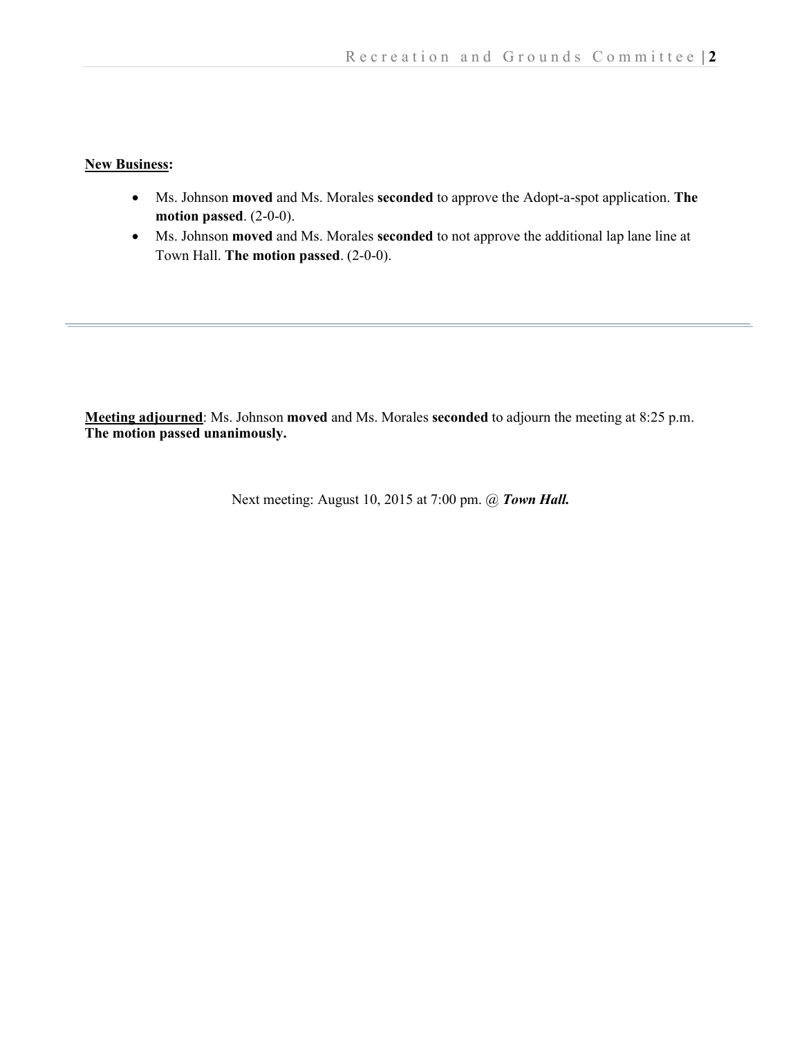**New Business:**

- Ms. Johnson **moved** and Ms. Morales **seconded** to approve the Adopt-a-spot application. **The motion passed**. (2-0-0).
- Ms. Johnson **moved** and Ms. Morales **seconded** to not approve the additional lap lane line at Town Hall. **The motion passed**. (2-0-0).

---

**Meeting adjourned**: Ms. Johnson **moved** and Ms. Morales **seconded** to adjourn the meeting at 8:25 p.m. **The motion passed unanimously.**

Next meeting: August 10, 2015 at 7:00 pm. @ ***Town Hall.***